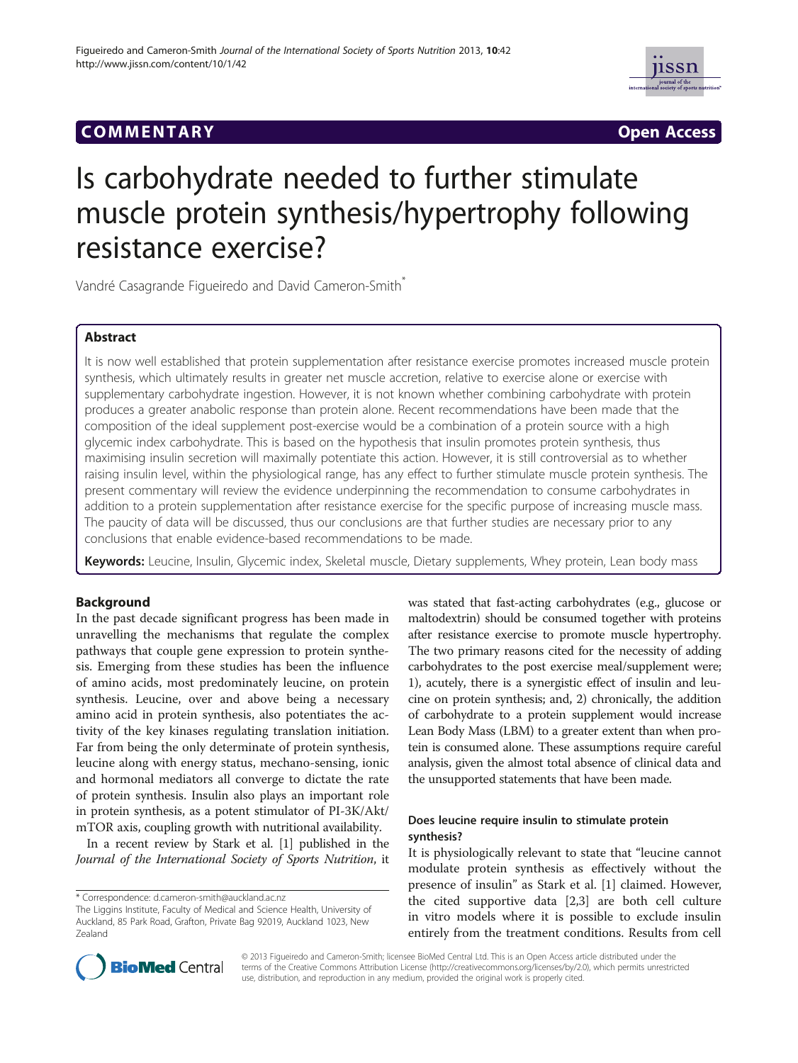**COMMENTARY** **Open Access**

# Is carbohydrate needed to further stimulate muscle protein synthesis/hypertrophy following resistance exercise?

Vandré Casagrande Figueiredo and David Cameron-Smith*

## Abstract

It is now well established that protein supplementation after resistance exercise promotes increased muscle protein synthesis, which ultimately results in greater net muscle accretion, relative to exercise alone or exercise with supplementary carbohydrate ingestion. However, it is not known whether combining carbohydrate with protein produces a greater anabolic response than protein alone. Recent recommendations have been made that the composition of the ideal supplement post-exercise would be a combination of a protein source with a high glycemic index carbohydrate. This is based on the hypothesis that insulin promotes protein synthesis, thus maximising insulin secretion will maximally potentiate this action. However, it is still controversial as to whether raising insulin level, within the physiological range, has any effect to further stimulate muscle protein synthesis. The present commentary will review the evidence underpinning the recommendation to consume carbohydrates in addition to a protein supplementation after resistance exercise for the specific purpose of increasing muscle mass. The paucity of data will be discussed, thus our conclusions are that further studies are necessary prior to any conclusions that enable evidence-based recommendations to be made.

**Keywords:** Leucine, Insulin, Glycemic index, Skeletal muscle, Dietary supplements, Whey protein, Lean body mass

## Background

In the past decade significant progress has been made in unravelling the mechanisms that regulate the complex pathways that couple gene expression to protein synthesis. Emerging from these studies has been the influence of amino acids, most predominately leucine, on protein synthesis. Leucine, over and above being a necessary amino acid in protein synthesis, also potentiates the activity of the key kinases regulating translation initiation. Far from being the only determinate of protein synthesis, leucine along with energy status, mechano-sensing, ionic and hormonal mediators all converge to dictate the rate of protein synthesis. Insulin also plays an important role in protein synthesis, as a potent stimulator of PI-3K/Akt/mTOR axis, coupling growth with nutritional availability.

In a recent review by Stark et al. [1] published in the *Journal of the International Society of Sports Nutrition*, it was stated that fast-acting carbohydrates (e.g., glucose or maltodextrin) should be consumed together with proteins after resistance exercise to promote muscle hypertrophy. The two primary reasons cited for the necessity of adding carbohydrates to the post exercise meal/supplement were; 1), acutely, there is a synergistic effect of insulin and leucine on protein synthesis; and, 2) chronically, the addition of carbohydrate to a protein supplement would increase Lean Body Mass (LBM) to a greater extent than when protein is consumed alone. These assumptions require careful analysis, given the almost total absence of clinical data and the unsupported statements that have been made.

### Does leucine require insulin to stimulate protein synthesis?

It is physiologically relevant to state that "leucine cannot modulate protein synthesis as effectively without the presence of insulin" as Stark et al. [1] claimed. However, the cited supportive data [2,3] are both cell culture in vitro models where it is possible to exclude insulin entirely from the treatment conditions. Results from cell

* Correspondence: d.cameron-smith@auckland.ac.nz
The Liggins Institute, Faculty of Medical and Science Health, University of Auckland, 85 Park Road, Grafton, Private Bag 92019, Auckland 1023, New Zealand

© 2013 Figueiredo and Cameron-Smith; licensee BioMed Central Ltd. This is an Open Access article distributed under the terms of the Creative Commons Attribution License (http://creativecommons.org/licenses/by/2.0), which permits unrestricted use, distribution, and reproduction in any medium, provided the original work is properly cited.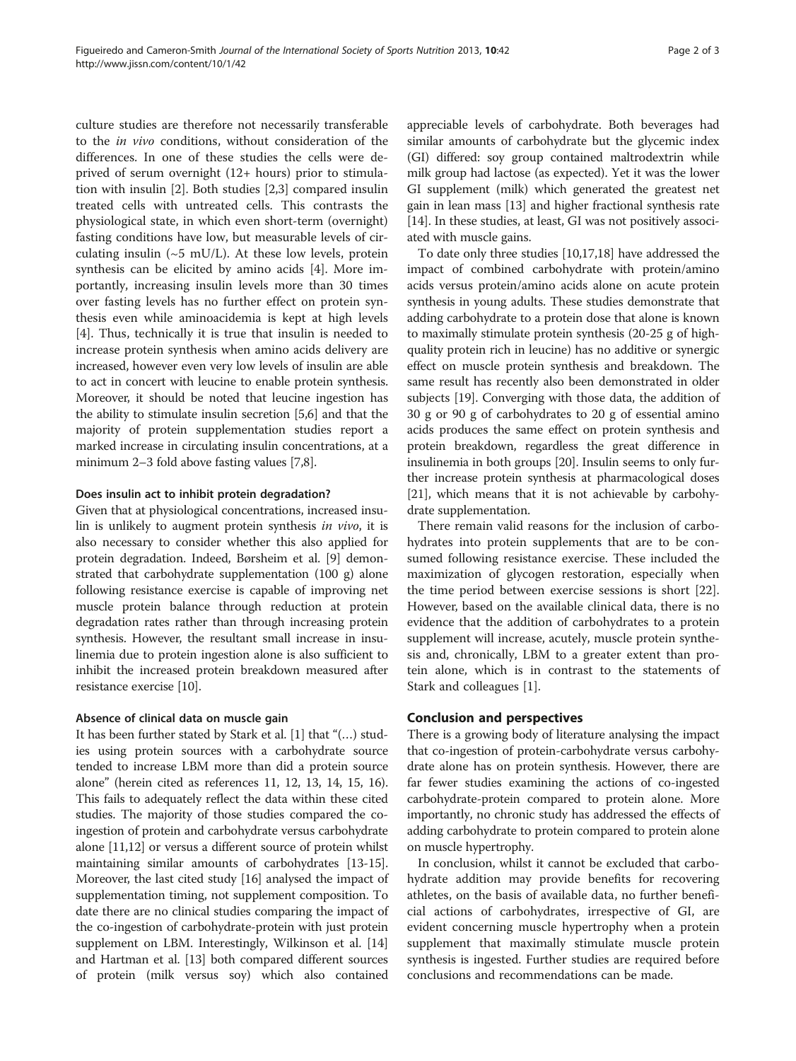culture studies are therefore not necessarily transferable to the *in vivo* conditions, without consideration of the differences. In one of these studies the cells were deprived of serum overnight (12+ hours) prior to stimulation with insulin [2]. Both studies [2,3] compared insulin treated cells with untreated cells. This contrasts the physiological state, in which even short-term (overnight) fasting conditions have low, but measurable levels of circulating insulin (~5 mU/L). At these low levels, protein synthesis can be elicited by amino acids [4]. More importantly, increasing insulin levels more than 30 times over fasting levels has no further effect on protein synthesis even while aminoacidemia is kept at high levels [4]. Thus, technically it is true that insulin is needed to increase protein synthesis when amino acids delivery are increased, however even very low levels of insulin are able to act in concert with leucine to enable protein synthesis. Moreover, it should be noted that leucine ingestion has the ability to stimulate insulin secretion [5,6] and that the majority of protein supplementation studies report a marked increase in circulating insulin concentrations, at a minimum 2–3 fold above fasting values [7,8].

### Does insulin act to inhibit protein degradation?

Given that at physiological concentrations, increased insulin is unlikely to augment protein synthesis *in vivo*, it is also necessary to consider whether this also applied for protein degradation. Indeed, Børsheim et al. [9] demonstrated that carbohydrate supplementation (100 g) alone following resistance exercise is capable of improving net muscle protein balance through reduction at protein degradation rates rather than through increasing protein synthesis. However, the resultant small increase in insulinemia due to protein ingestion alone is also sufficient to inhibit the increased protein breakdown measured after resistance exercise [10].

### Absence of clinical data on muscle gain

It has been further stated by Stark et al. [1] that "(…) studies using protein sources with a carbohydrate source tended to increase LBM more than did a protein source alone" (herein cited as references 11, 12, 13, 14, 15, 16). This fails to adequately reflect the data within these cited studies. The majority of those studies compared the co-ingestion of protein and carbohydrate versus carbohydrate alone [11,12] or versus a different source of protein whilst maintaining similar amounts of carbohydrates [13-15]. Moreover, the last cited study [16] analysed the impact of supplementation timing, not supplement composition. To date there are no clinical studies comparing the impact of the co-ingestion of carbohydrate-protein with just protein supplement on LBM. Interestingly, Wilkinson et al. [14] and Hartman et al. [13] both compared different sources of protein (milk versus soy) which also contained appreciable levels of carbohydrate. Both beverages had similar amounts of carbohydrate but the glycemic index (GI) differed: soy group contained maltrodextrin while milk group had lactose (as expected). Yet it was the lower GI supplement (milk) which generated the greatest net gain in lean mass [13] and higher fractional synthesis rate [14]. In these studies, at least, GI was not positively associated with muscle gains.

To date only three studies [10,17,18] have addressed the impact of combined carbohydrate with protein/amino acids versus protein/amino acids alone on acute protein synthesis in young adults. These studies demonstrate that adding carbohydrate to a protein dose that alone is known to maximally stimulate protein synthesis (20-25 g of high-quality protein rich in leucine) has no additive or synergic effect on muscle protein synthesis and breakdown. The same result has recently also been demonstrated in older subjects [19]. Converging with those data, the addition of 30 g or 90 g of carbohydrates to 20 g of essential amino acids produces the same effect on protein synthesis and protein breakdown, regardless the great difference in insulinemia in both groups [20]. Insulin seems to only further increase protein synthesis at pharmacological doses [21], which means that it is not achievable by carbohydrate supplementation.

There remain valid reasons for the inclusion of carbohydrates into protein supplements that are to be consumed following resistance exercise. These included the maximization of glycogen restoration, especially when the time period between exercise sessions is short [22]. However, based on the available clinical data, there is no evidence that the addition of carbohydrates to a protein supplement will increase, acutely, muscle protein synthesis and, chronically, LBM to a greater extent than protein alone, which is in contrast to the statements of Stark and colleagues [1].

## Conclusion and perspectives

There is a growing body of literature analysing the impact that co-ingestion of protein-carbohydrate versus carbohydrate alone has on protein synthesis. However, there are far fewer studies examining the actions of co-ingested carbohydrate-protein compared to protein alone. More importantly, no chronic study has addressed the effects of adding carbohydrate to protein compared to protein alone on muscle hypertrophy.

In conclusion, whilst it cannot be excluded that carbohydrate addition may provide benefits for recovering athletes, on the basis of available data, no further beneficial actions of carbohydrates, irrespective of GI, are evident concerning muscle hypertrophy when a protein supplement that maximally stimulate muscle protein synthesis is ingested. Further studies are required before conclusions and recommendations can be made.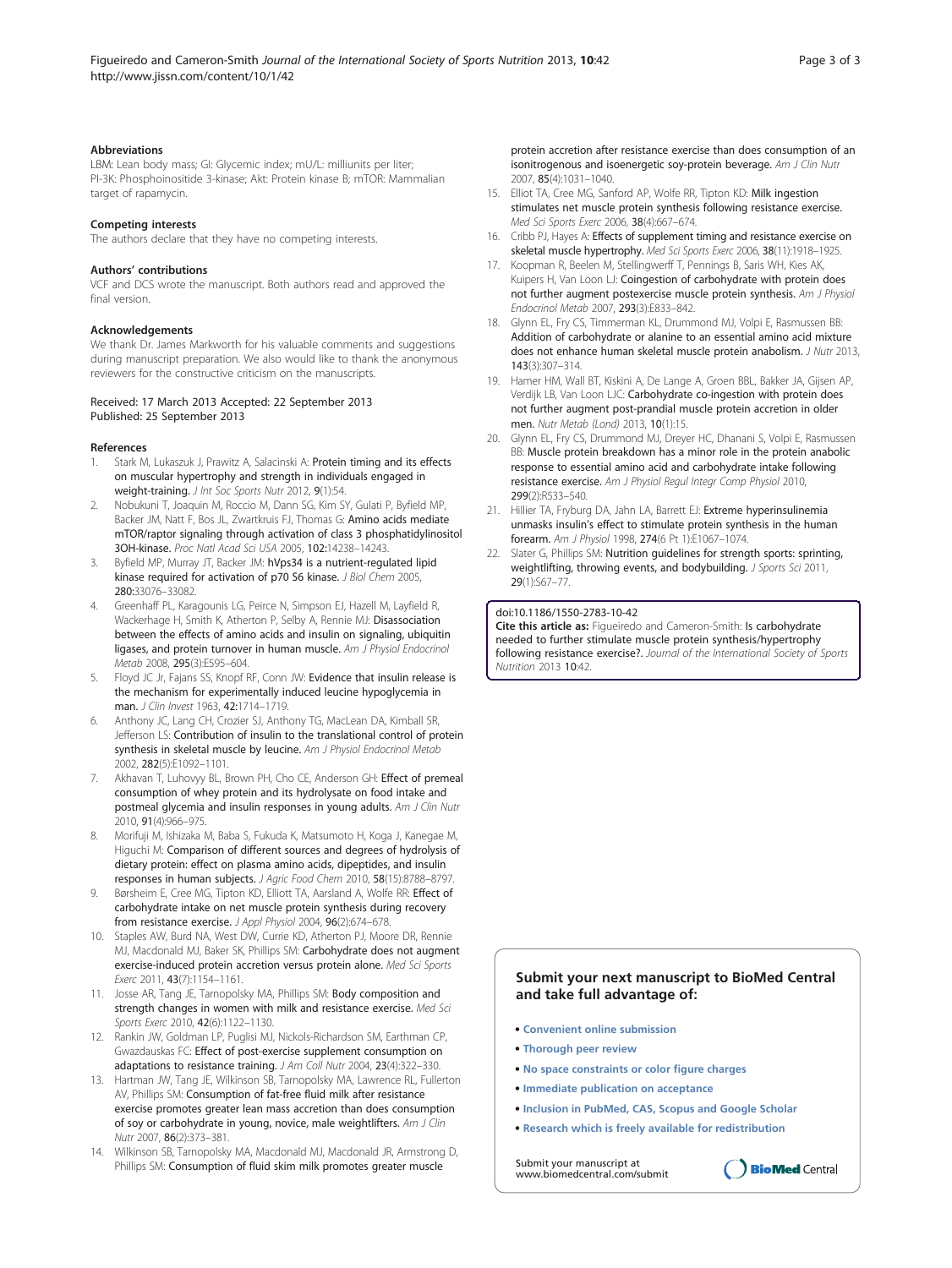### Abbreviations

LBM: Lean body mass; GI: Glycemic index; mU/L: milliunits per liter; PI-3K: Phosphoinositide 3-kinase; Akt: Protein kinase B; mTOR: Mammalian target of rapamycin.

### Competing interests

The authors declare that they have no competing interests.

### Authors' contributions

VCF and DCS wrote the manuscript. Both authors read and approved the final version.

### Acknowledgements

We thank Dr. James Markworth for his valuable comments and suggestions during manuscript preparation. We also would like to thank the anonymous reviewers for the constructive criticism on the manuscripts.

Received: 17 March 2013 Accepted: 22 September 2013
Published: 25 September 2013

### References

1. Stark M, Lukaszuk J, Prawitz A, Salacinski A: **Protein timing and its effects on muscular hypertrophy and strength in individuals engaged in weight-training.** *J Int Soc Sports Nutr* 2012, **9**(1):54.
2. Nobukuni T, Joaquin M, Roccio M, Dann SG, Kim SY, Gulati P, Byfield MP, Backer JM, Natt F, Bos JL, Zwartkruis FJ, Thomas G: **Amino acids mediate mTOR/raptor signaling through activation of class 3 phosphatidylinositol 3OH-kinase.** *Proc Natl Acad Sci USA* 2005, **102:**14238–14243.
3. Byfield MP, Murray JT, Backer JM: **hVps34 is a nutrient-regulated lipid kinase required for activation of p70 S6 kinase.** *J Biol Chem* 2005, **280:**33076–33082.
4. Greenhaff PL, Karagounis LG, Peirce N, Simpson EJ, Hazell M, Layfield R, Wackerhage H, Smith K, Atherton P, Selby A, Rennie MJ: **Disassociation between the effects of amino acids and insulin on signaling, ubiquitin ligases, and protein turnover in human muscle.** *Am J Physiol Endocrinol Metab* 2008, **295**(3):E595–604.
5. Floyd JC Jr, Fajans SS, Knopf RF, Conn JW: **Evidence that insulin release is the mechanism for experimentally induced leucine hypoglycemia in man.** *J Clin Invest* 1963, **42:**1714–1719.
6. Anthony JC, Lang CH, Crozier SJ, Anthony TG, MacLean DA, Kimball SR, Jefferson LS: **Contribution of insulin to the translational control of protein synthesis in skeletal muscle by leucine.** *Am J Physiol Endocrinol Metab* 2002, **282**(5):E1092–1101.
7. Akhavan T, Luhovyy BL, Brown PH, Cho CE, Anderson GH: **Effect of premeal consumption of whey protein and its hydrolysate on food intake and postmeal glycemia and insulin responses in young adults.** *Am J Clin Nutr* 2010, **91**(4):966–975.
8. Morifuji M, Ishizaka M, Baba S, Fukuda K, Matsumoto H, Koga J, Kanegae M, Higuchi M: **Comparison of different sources and degrees of hydrolysis of dietary protein: effect on plasma amino acids, dipeptides, and insulin responses in human subjects.** *J Agric Food Chem* 2010, **58**(15):8788–8797.
9. Børsheim E, Cree MG, Tipton KD, Elliott TA, Aarsland A, Wolfe RR: **Effect of carbohydrate intake on net muscle protein synthesis during recovery from resistance exercise.** *J Appl Physiol* 2004, **96**(2):674–678.
10. Staples AW, Burd NA, West DW, Currie KD, Atherton PJ, Moore DR, Rennie MJ, Macdonald MJ, Baker SK, Phillips SM: **Carbohydrate does not augment exercise-induced protein accretion versus protein alone.** *Med Sci Sports Exerc* 2011, **43**(7):1154–1161.
11. Josse AR, Tang JE, Tarnopolsky MA, Phillips SM: **Body composition and strength changes in women with milk and resistance exercise.** *Med Sci Sports Exerc* 2010, **42**(6):1122–1130.
12. Rankin JW, Goldman LP, Puglisi MJ, Nickols-Richardson SM, Earthman CP, Gwazdauskas FC: **Effect of post-exercise supplement consumption on adaptations to resistance training.** *J Am Coll Nutr* 2004, **23**(4):322–330.
13. Hartman JW, Tang JE, Wilkinson SB, Tarnopolsky MA, Lawrence RL, Fullerton AV, Phillips SM: **Consumption of fat-free fluid milk after resistance exercise promotes greater lean mass accretion than does consumption of soy or carbohydrate in young, novice, male weightlifters.** *Am J Clin Nutr* 2007, **86**(2):373–381.
14. Wilkinson SB, Tarnopolsky MA, Macdonald MJ, Macdonald JR, Armstrong D, Phillips SM: **Consumption of fluid skim milk promotes greater muscle protein accretion after resistance exercise than does consumption of an isonitrogenous and isoenergetic soy-protein beverage.** *Am J Clin Nutr* 2007, **85**(4):1031–1040.
15. Elliot TA, Cree MG, Sanford AP, Wolfe RR, Tipton KD: **Milk ingestion stimulates net muscle protein synthesis following resistance exercise.** *Med Sci Sports Exerc* 2006, **38**(4):667–674.
16. Cribb PJ, Hayes A: **Effects of supplement timing and resistance exercise on skeletal muscle hypertrophy.** *Med Sci Sports Exerc* 2006, **38**(11):1918–1925.
17. Koopman R, Beelen M, Stellingwerff T, Pennings B, Saris WH, Kies AK, Kuipers H, Van Loon LJ: **Coingestion of carbohydrate with protein does not further augment postexercise muscle protein synthesis.** *Am J Physiol Endocrinol Metab* 2007, **293**(3):E833–842.
18. Glynn EL, Fry CS, Timmerman KL, Drummond MJ, Volpi E, Rasmussen BB: **Addition of carbohydrate or alanine to an essential amino acid mixture does not enhance human skeletal muscle protein anabolism.** *J Nutr* 2013, **143**(3):307–314.
19. Hamer HM, Wall BT, Kiskini A, De Lange A, Groen BBL, Bakker JA, Gijsen AP, Verdijk LB, Van Loon LJC: **Carbohydrate co-ingestion with protein does not further augment post-prandial muscle protein accretion in older men.** *Nutr Metab (Lond)* 2013, **10**(1):15.
20. Glynn EL, Fry CS, Drummond MJ, Dreyer HC, Dhanani S, Volpi E, Rasmussen BB: **Muscle protein breakdown has a minor role in the protein anabolic response to essential amino acid and carbohydrate intake following resistance exercise.** *Am J Physiol Regul Integr Comp Physiol* 2010, **299**(2):R533–540.
21. Hillier TA, Fryburg DA, Jahn LA, Barrett EJ: **Extreme hyperinsulinemia unmasks insulin's effect to stimulate protein synthesis in the human forearm.** *Am J Physiol* 1998, **274**(6 Pt 1):E1067–1074.
22. Slater G, Phillips SM: **Nutrition guidelines for strength sports: sprinting, weightlifting, throwing events, and bodybuilding.** *J Sports Sci* 2011, **29**(1):S67–77.

doi:10.1186/1550-2783-10-42

**Cite this article as:** Figueiredo and Cameron-Smith: **Is carbohydrate needed to further stimulate muscle protein synthesis/hypertrophy following resistance exercise?.** *Journal of the International Society of Sports Nutrition* 2013 **10**:42.

**Submit your next manuscript to BioMed Central and take full advantage of:**

- **Convenient online submission**
- **Thorough peer review**
- **No space constraints or color figure charges**
- **Immediate publication on acceptance**
- **Inclusion in PubMed, CAS, Scopus and Google Scholar**
- **Research which is freely available for redistribution**

Submit your manuscript at www.biomedcentral.com/submit

BioMed Central